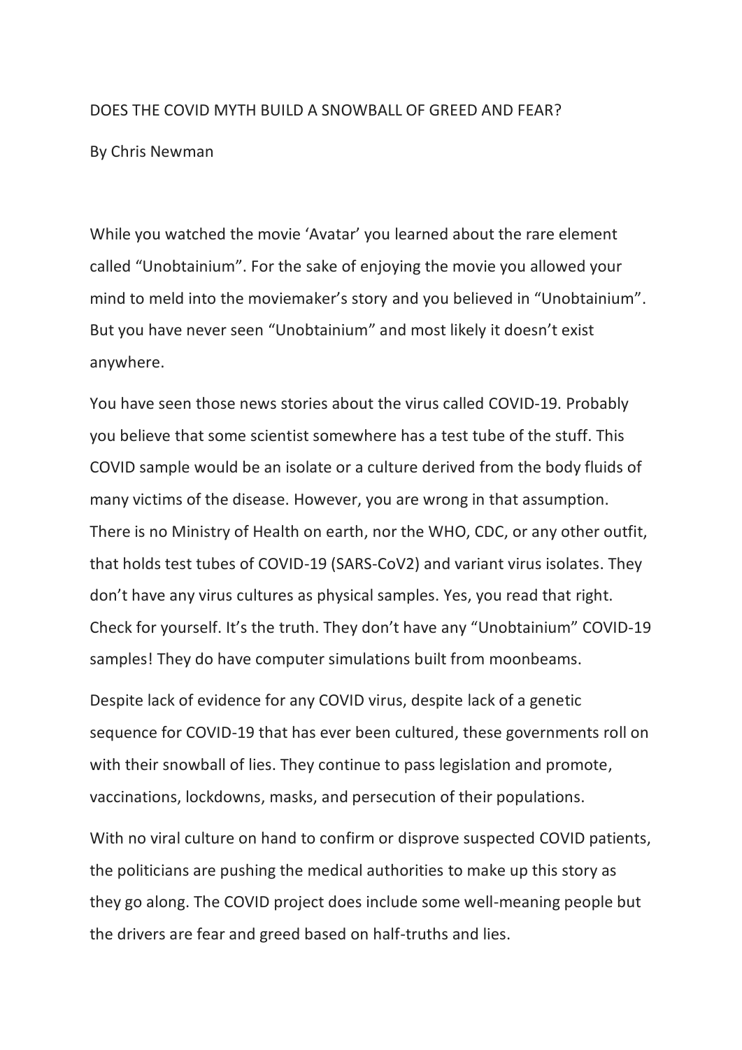DOES THE COVID MYTH BUILD A SNOWBALL OF GREED AND FEAR?

By Chris Newman

While you watched the movie 'Avatar' you learned about the rare element called "Unobtainium". For the sake of enjoying the movie you allowed your mind to meld into the moviemaker's story and you believed in "Unobtainium". But you have never seen "Unobtainium" and most likely it doesn't exist anywhere.

You have seen those news stories about the virus called COVID-19. Probably you believe that some scientist somewhere has a test tube of the stuff. This COVID sample would be an isolate or a culture derived from the body fluids of many victims of the disease. However, you are wrong in that assumption. There is no Ministry of Health on earth, nor the WHO, CDC, or any other outfit, that holds test tubes of COVID-19 (SARS-CoV2) and variant virus isolates. They don't have any virus cultures as physical samples. Yes, you read that right. Check for yourself. It's the truth. They don't have any "Unobtainium" COVID-19 samples! They do have computer simulations built from moonbeams.

Despite lack of evidence for any COVID virus, despite lack of a genetic sequence for COVID-19 that has ever been cultured, these governments roll on with their snowball of lies. They continue to pass legislation and promote, vaccinations, lockdowns, masks, and persecution of their populations.

With no viral culture on hand to confirm or disprove suspected COVID patients, the politicians are pushing the medical authorities to make up this story as they go along. The COVID project does include some well-meaning people but the drivers are fear and greed based on half-truths and lies.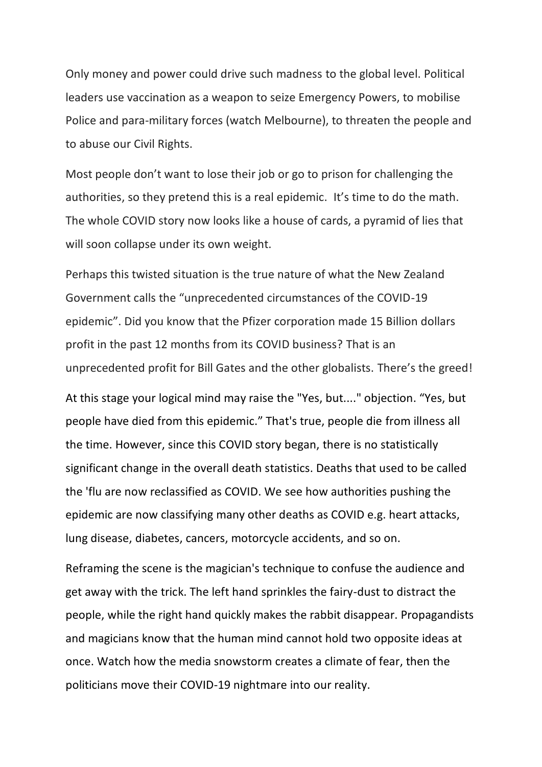Only money and power could drive such madness to the global level. Political leaders use vaccination as a weapon to seize Emergency Powers, to mobilise Police and para-military forces (watch Melbourne), to threaten the people and to abuse our Civil Rights.

Most people don't want to lose their job or go to prison for challenging the authorities, so they pretend this is a real epidemic.  It's time to do the math. The whole COVID story now looks like a house of cards, a pyramid of lies that will soon collapse under its own weight.

Perhaps this twisted situation is the true nature of what the New Zealand Government calls the "unprecedented circumstances of the COVID-19 epidemic". Did you know that the Pfizer corporation made 15 Billion dollars profit in the past 12 months from its COVID business? That is an unprecedented profit for Bill Gates and the other globalists. There's the greed!

At this stage your logical mind may raise the "Yes, but...." objection. "Yes, but people have died from this epidemic." That's true, people die from illness all the time. However, since this COVID story began, there is no statistically significant change in the overall death statistics. Deaths that used to be called the 'flu are now reclassified as COVID. We see how authorities pushing the epidemic are now classifying many other deaths as COVID e.g. heart attacks, lung disease, diabetes, cancers, motorcycle accidents, and so on.

Reframing the scene is the magician's technique to confuse the audience and get away with the trick. The left hand sprinkles the fairy-dust to distract the people, while the right hand quickly makes the rabbit disappear. Propagandists and magicians know that the human mind cannot hold two opposite ideas at once. Watch how the media snowstorm creates a climate of fear, then the politicians move their COVID-19 nightmare into our reality.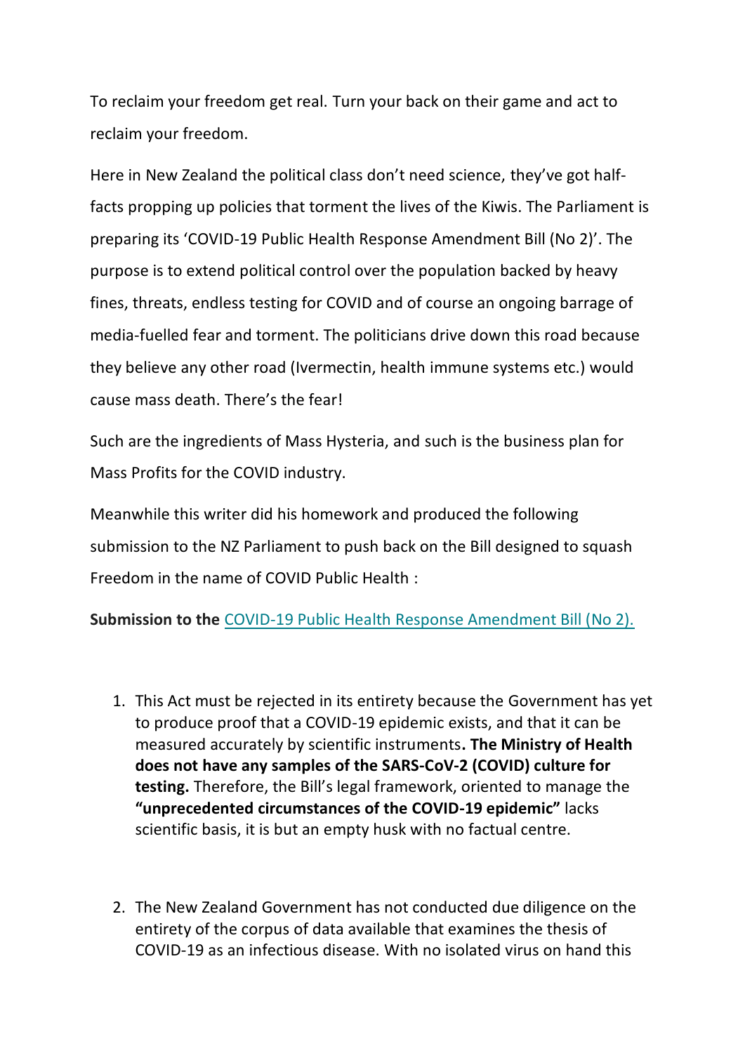To reclaim your freedom get real. Turn your back on their game and act to reclaim your freedom.

Here in New Zealand the political class don't need science, they've got half-facts propping up policies that torment the lives of the Kiwis. The Parliament is preparing its 'COVID-19 Public Health Response Amendment Bill (No 2)'. The purpose is to extend political control over the population backed by heavy fines, threats, endless testing for COVID and of course an ongoing barrage of media-fuelled fear and torment. The politicians drive down this road because they believe any other road (Ivermectin, health immune systems etc.) would cause mass death. There's the fear!

Such are the ingredients of Mass Hysteria, and such is the business plan for Mass Profits for the COVID industry.

Meanwhile this writer did his homework and produced the following submission to the NZ Parliament to push back on the Bill designed to squash Freedom in the name of COVID Public Health :

**Submission to the** COVID-19 Public Health Response Amendment Bill (No 2).

1. This Act must be rejected in its entirety because the Government has yet to produce proof that a COVID-19 epidemic exists, and that it can be measured accurately by scientific instruments**. The Ministry of Health does not have any samples of the SARS-CoV-2 (COVID) culture for testing.** Therefore, the Bill's legal framework, oriented to manage the **"unprecedented circumstances of the COVID-19 epidemic"** lacks scientific basis, it is but an empty husk with no factual centre.

2. The New Zealand Government has not conducted due diligence on the entirety of the corpus of data available that examines the thesis of COVID-19 as an infectious disease. With no isolated virus on hand this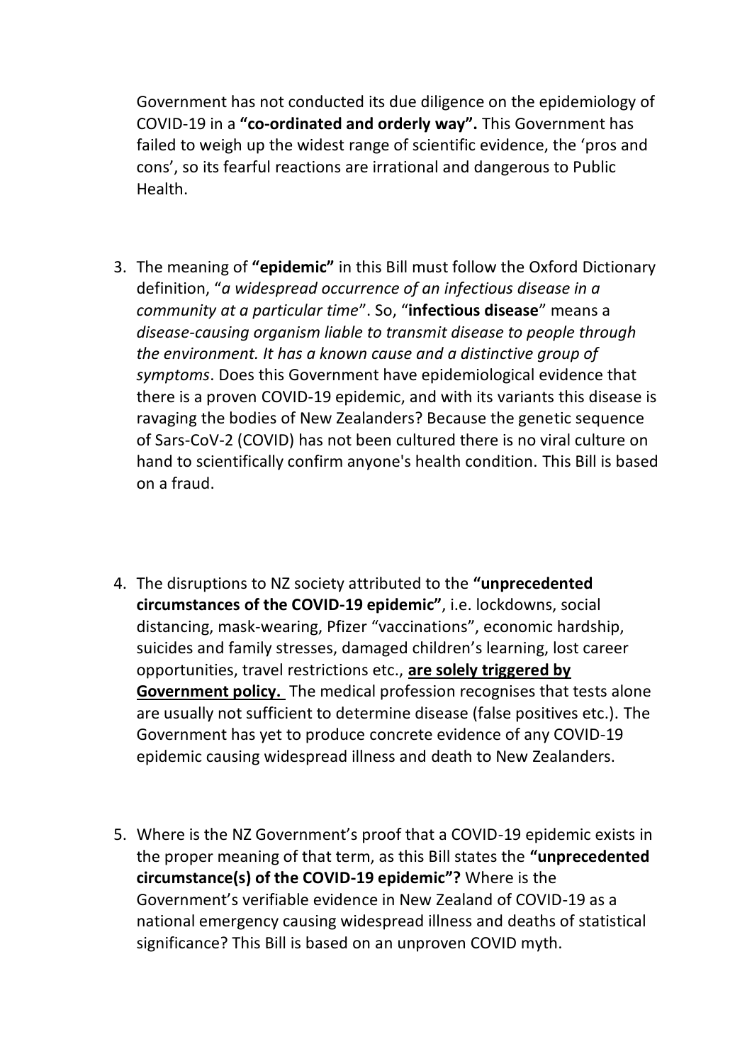Government has not conducted its due diligence on the epidemiology of COVID-19 in a **"co-ordinated and orderly way".** This Government has failed to weigh up the widest range of scientific evidence, the 'pros and cons', so its fearful reactions are irrational and dangerous to Public Health.

3. The meaning of **"epidemic"** in this Bill must follow the Oxford Dictionary definition, "*a widespread occurrence of an infectious disease in a community at a particular time*". So, "**infectious disease**" means a *disease-causing organism liable to transmit disease to people through the environment. It has a known cause and a distinctive group of symptoms*. Does this Government have epidemiological evidence that there is a proven COVID-19 epidemic, and with its variants this disease is ravaging the bodies of New Zealanders? Because the genetic sequence of Sars-CoV-2 (COVID) has not been cultured there is no viral culture on hand to scientifically confirm anyone's health condition. This Bill is based on a fraud.

4. The disruptions to NZ society attributed to the **"unprecedented circumstances of the COVID-19 epidemic"**, i.e. lockdowns, social distancing, mask-wearing, Pfizer "vaccinations", economic hardship, suicides and family stresses, damaged children's learning, lost career opportunities, travel restrictions etc., **<u>are solely triggered by Government policy.</u>** The medical profession recognises that tests alone are usually not sufficient to determine disease (false positives etc.). The Government has yet to produce concrete evidence of any COVID-19 epidemic causing widespread illness and death to New Zealanders.

5. Where is the NZ Government's proof that a COVID-19 epidemic exists in the proper meaning of that term, as this Bill states the **"unprecedented circumstance(s) of the COVID-19 epidemic"?** Where is the Government's verifiable evidence in New Zealand of COVID-19 as a national emergency causing widespread illness and deaths of statistical significance? This Bill is based on an unproven COVID myth.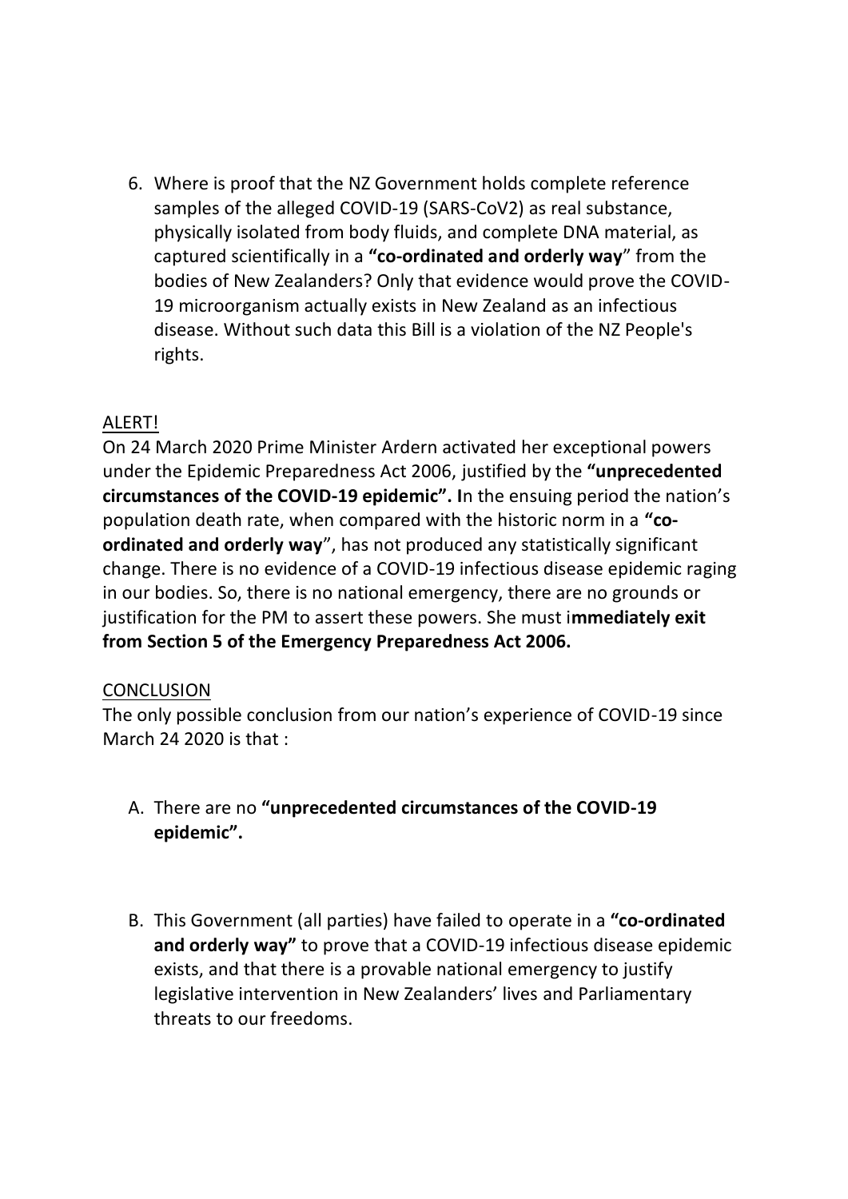6. Where is proof that the NZ Government holds complete reference samples of the alleged COVID-19 (SARS-CoV2) as real substance, physically isolated from body fluids, and complete DNA material, as captured scientifically in a **"co-ordinated and orderly way**" from the bodies of New Zealanders? Only that evidence would prove the COVID-19 microorganism actually exists in New Zealand as an infectious disease. Without such data this Bill is a violation of the NZ People's rights.

ALERT!

On 24 March 2020 Prime Minister Ardern activated her exceptional powers under the Epidemic Preparedness Act 2006, justified by the **"unprecedented circumstances of the COVID-19 epidemic". I**n the ensuing period the nation's population death rate, when compared with the historic norm in a **"co-ordinated and orderly way**", has not produced any statistically significant change. There is no evidence of a COVID-19 infectious disease epidemic raging in our bodies. So, there is no national emergency, there are no grounds or justification for the PM to assert these powers. She must i**mmediately exit from Section 5 of the Emergency Preparedness Act 2006.**

CONCLUSION

The only possible conclusion from our nation's experience of COVID-19 since March 24 2020 is that :

A. There are no **"unprecedented circumstances of the COVID-19 epidemic".**

B. This Government (all parties) have failed to operate in a **"co-ordinated and orderly way"** to prove that a COVID-19 infectious disease epidemic exists, and that there is a provable national emergency to justify legislative intervention in New Zealanders' lives and Parliamentary threats to our freedoms.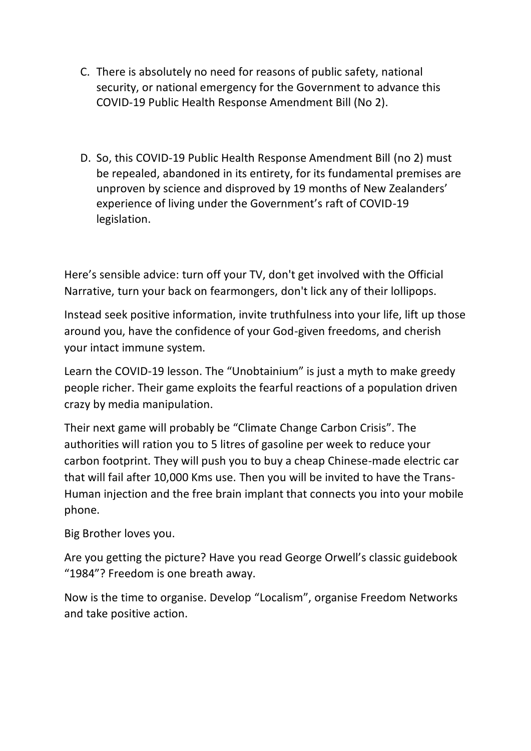C. There is absolutely no need for reasons of public safety, national security, or national emergency for the Government to advance this COVID-19 Public Health Response Amendment Bill (No 2).

D. So, this COVID-19 Public Health Response Amendment Bill (no 2) must be repealed, abandoned in its entirety, for its fundamental premises are unproven by science and disproved by 19 months of New Zealanders' experience of living under the Government's raft of COVID-19 legislation.

Here's sensible advice: turn off your TV, don't get involved with the Official Narrative, turn your back on fearmongers, don't lick any of their lollipops.

Instead seek positive information, invite truthfulness into your life, lift up those around you, have the confidence of your God-given freedoms, and cherish your intact immune system.

Learn the COVID-19 lesson. The "Unobtainium" is just a myth to make greedy people richer. Their game exploits the fearful reactions of a population driven crazy by media manipulation.

Their next game will probably be "Climate Change Carbon Crisis". The authorities will ration you to 5 litres of gasoline per week to reduce your carbon footprint. They will push you to buy a cheap Chinese-made electric car that will fail after 10,000 Kms use. Then you will be invited to have the Trans-Human injection and the free brain implant that connects you into your mobile phone.

Big Brother loves you.

Are you getting the picture? Have you read George Orwell's classic guidebook "1984"? Freedom is one breath away.

Now is the time to organise. Develop "Localism", organise Freedom Networks and take positive action.